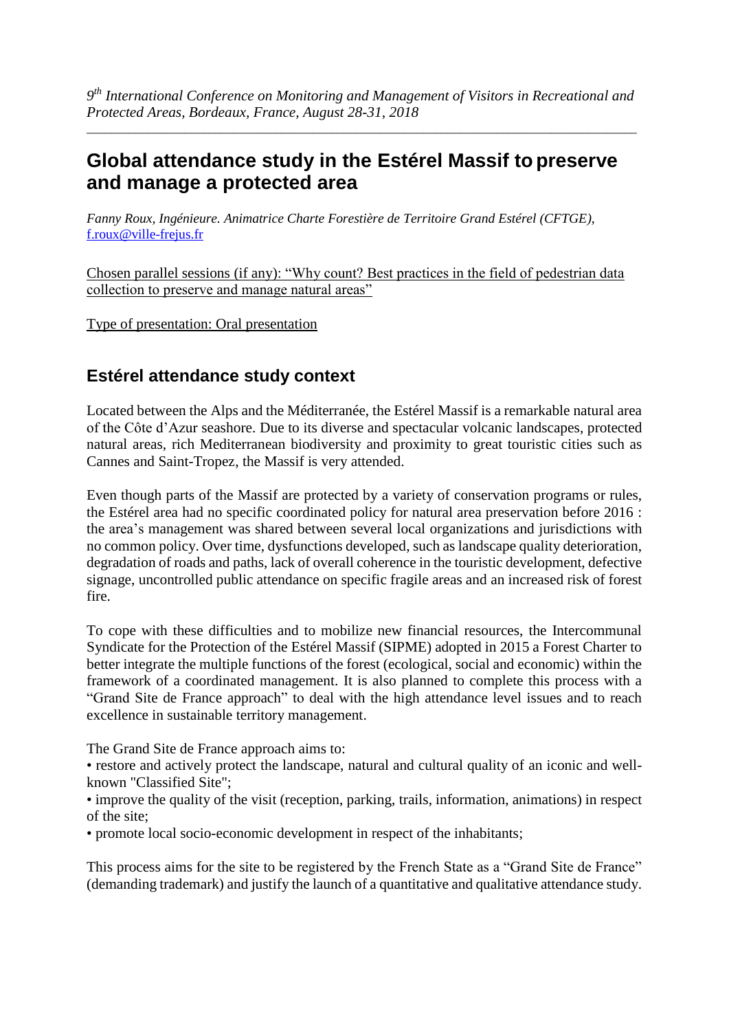*9th International Conference on Monitoring and Management of Visitors in Recreational and Protected Areas, Bordeaux, France, August 28-31, 2018*

# Global attendance study in the Estérel Massif to preserve and manage a protected area

*Fanny Roux, Ingénieure. Animatrice Charte Forestière de Territoire Grand Estérel (CFTGE),* f.roux@ville-frejus.fr

Chosen parallel sessions (if any): "Why count? Best practices in the field of pedestrian data collection to preserve and manage natural areas"

Type of presentation: Oral presentation

## Estérel attendance study context

Located between the Alps and the Méditerranée, the Estérel Massif is a remarkable natural area of the Côte d'Azur seashore. Due to its diverse and spectacular volcanic landscapes, protected natural areas, rich Mediterranean biodiversity and proximity to great touristic cities such as Cannes and Saint-Tropez, the Massif is very attended.

Even though parts of the Massif are protected by a variety of conservation programs or rules, the Estérel area had no specific coordinated policy for natural area preservation before 2016 : the area's management was shared between several local organizations and jurisdictions with no common policy. Over time, dysfunctions developed, such as landscape quality deterioration, degradation of roads and paths, lack of overall coherence in the touristic development, defective signage, uncontrolled public attendance on specific fragile areas and an increased risk of forest fire.

To cope with these difficulties and to mobilize new financial resources, the Intercommunal Syndicate for the Protection of the Estérel Massif (SIPME) adopted in 2015 a Forest Charter to better integrate the multiple functions of the forest (ecological, social and economic) within the framework of a coordinated management. It is also planned to complete this process with a "Grand Site de France approach" to deal with the high attendance level issues and to reach excellence in sustainable territory management.

The Grand Site de France approach aims to:

- restore and actively protect the landscape, natural and cultural quality of an iconic and well-known "Classified Site";
- improve the quality of the visit (reception, parking, trails, information, animations) in respect of the site;
- promote local socio-economic development in respect of the inhabitants;

This process aims for the site to be registered by the French State as a "Grand Site de France" (demanding trademark) and justify the launch of a quantitative and qualitative attendance study.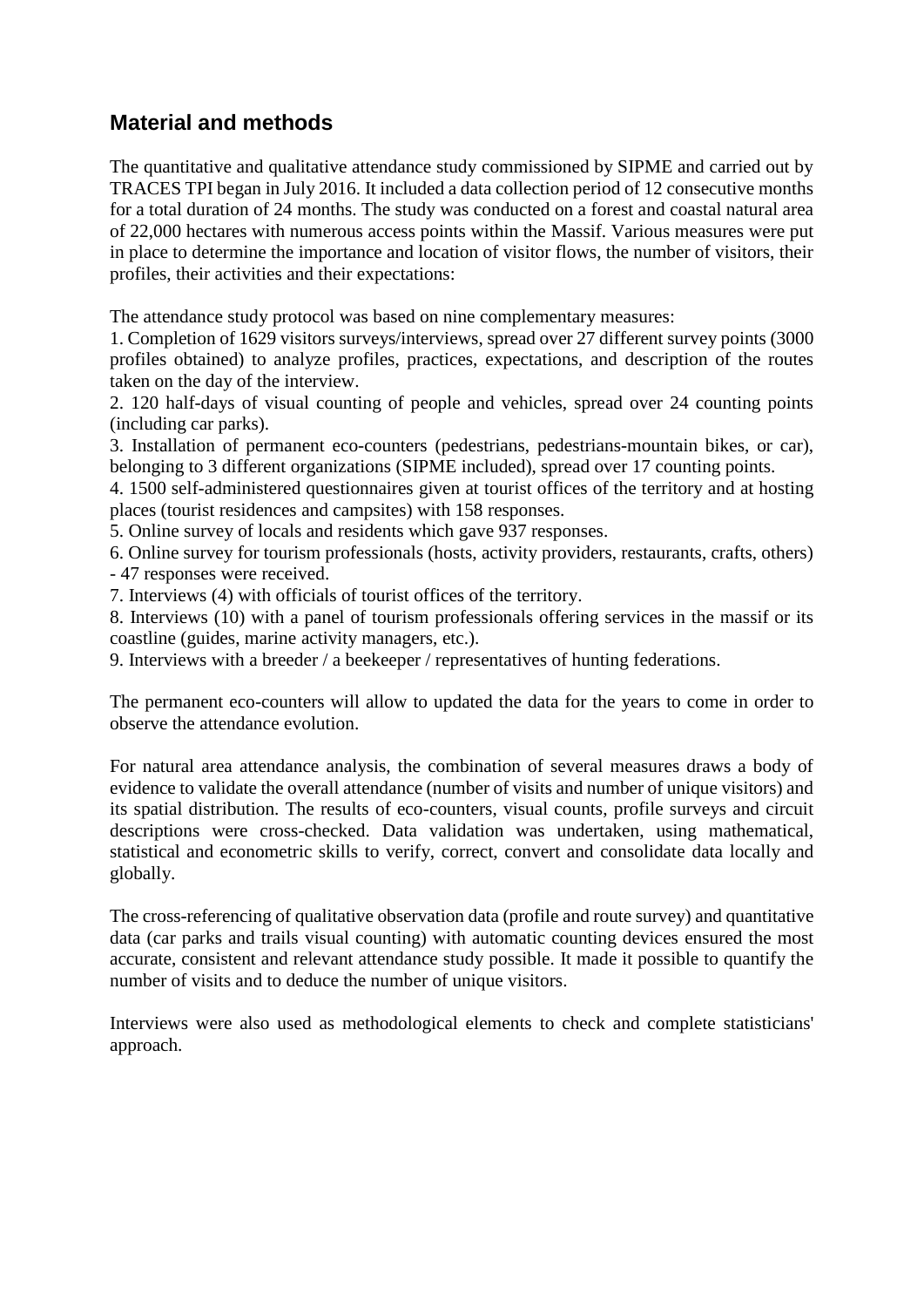## Material and methods

The quantitative and qualitative attendance study commissioned by SIPME and carried out by TRACES TPI began in July 2016. It included a data collection period of 12 consecutive months for a total duration of 24 months. The study was conducted on a forest and coastal natural area of 22,000 hectares with numerous access points within the Massif. Various measures were put in place to determine the importance and location of visitor flows, the number of visitors, their profiles, their activities and their expectations:

The attendance study protocol was based on nine complementary measures:
1. Completion of 1629 visitors surveys/interviews, spread over 27 different survey points (3000 profiles obtained) to analyze profiles, practices, expectations, and description of the routes taken on the day of the interview.
2. 120 half-days of visual counting of people and vehicles, spread over 24 counting points (including car parks).
3. Installation of permanent eco-counters (pedestrians, pedestrians-mountain bikes, or car), belonging to 3 different organizations (SIPME included), spread over 17 counting points.
4. 1500 self-administered questionnaires given at tourist offices of the territory and at hosting places (tourist residences and campsites) with 158 responses.
5. Online survey of locals and residents which gave 937 responses.
6. Online survey for tourism professionals (hosts, activity providers, restaurants, crafts, others) - 47 responses were received.
7. Interviews (4) with officials of tourist offices of the territory.
8. Interviews (10) with a panel of tourism professionals offering services in the massif or its coastline (guides, marine activity managers, etc.).
9. Interviews with a breeder / a beekeeper / representatives of hunting federations.

The permanent eco-counters will allow to updated the data for the years to come in order to observe the attendance evolution.

For natural area attendance analysis, the combination of several measures draws a body of evidence to validate the overall attendance (number of visits and number of unique visitors) and its spatial distribution. The results of eco-counters, visual counts, profile surveys and circuit descriptions were cross-checked. Data validation was undertaken, using mathematical, statistical and econometric skills to verify, correct, convert and consolidate data locally and globally.

The cross-referencing of qualitative observation data (profile and route survey) and quantitative data (car parks and trails visual counting) with automatic counting devices ensured the most accurate, consistent and relevant attendance study possible. It made it possible to quantify the number of visits and to deduce the number of unique visitors.

Interviews were also used as methodological elements to check and complete statisticians' approach.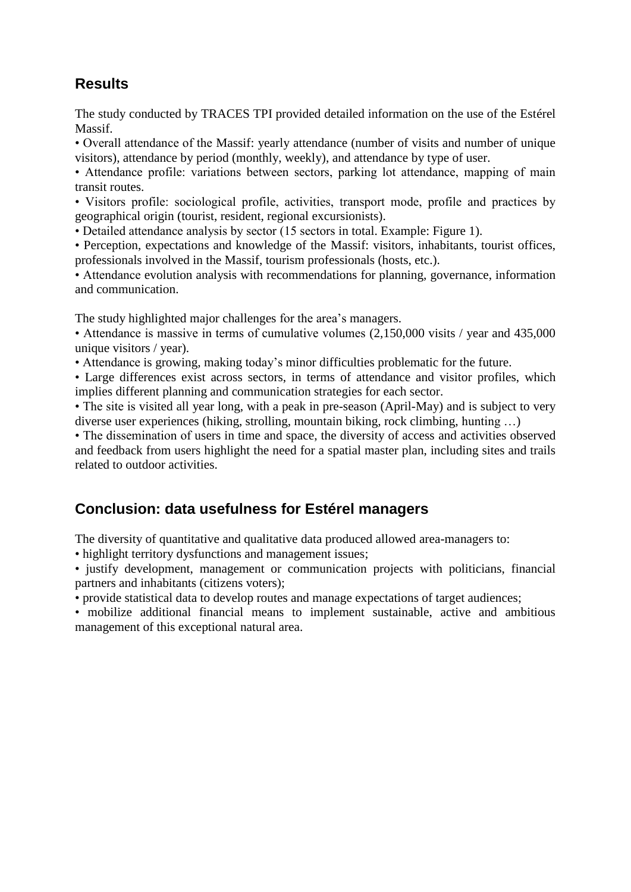## Results

The study conducted by TRACES TPI provided detailed information on the use of the Estérel Massif.

- Overall attendance of the Massif: yearly attendance (number of visits and number of unique visitors), attendance by period (monthly, weekly), and attendance by type of user.
- Attendance profile: variations between sectors, parking lot attendance, mapping of main transit routes.
- Visitors profile: sociological profile, activities, transport mode, profile and practices by geographical origin (tourist, resident, regional excursionists).
- Detailed attendance analysis by sector (15 sectors in total. Example: Figure 1).
- Perception, expectations and knowledge of the Massif: visitors, inhabitants, tourist offices, professionals involved in the Massif, tourism professionals (hosts, etc.).
- Attendance evolution analysis with recommendations for planning, governance, information and communication.

The study highlighted major challenges for the area's managers.

- Attendance is massive in terms of cumulative volumes (2,150,000 visits / year and 435,000 unique visitors / year).
- Attendance is growing, making today's minor difficulties problematic for the future.
- Large differences exist across sectors, in terms of attendance and visitor profiles, which implies different planning and communication strategies for each sector.
- The site is visited all year long, with a peak in pre-season (April-May) and is subject to very diverse user experiences (hiking, strolling, mountain biking, rock climbing, hunting …)
- The dissemination of users in time and space, the diversity of access and activities observed and feedback from users highlight the need for a spatial master plan, including sites and trails related to outdoor activities.

## Conclusion: data usefulness for Estérel managers

The diversity of quantitative and qualitative data produced allowed area-managers to:

- highlight territory dysfunctions and management issues;
- justify development, management or communication projects with politicians, financial partners and inhabitants (citizens voters);
- provide statistical data to develop routes and manage expectations of target audiences;
- mobilize additional financial means to implement sustainable, active and ambitious management of this exceptional natural area.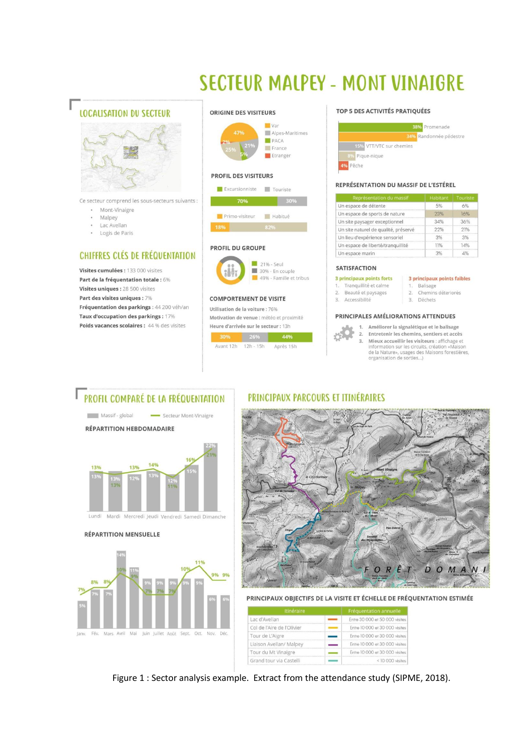# SECTEUR MALPEY - MONT VINAIGRE

## LOCALISATION DU SECTEUR

Ce secteur comprend les sous-secteurs suivants :

- Mont-Vinaigre
- Malpey
- Lac Avellan
- Logis de Paris

## CHIFFRES CLÉS DE FRÉQUENTATION

**Visites cumulées :** 133 000 visites
**Part de la fréquentation totale :** 6%
**Visites uniques :** 28 500 visites
**Part des visites uniques :** 7%
**Fréquentation des parkings :** 44 200 véh/an
**Taux d'occupation des parkings :** 17%
**Poids vacances scolaires :** 44 % des visites

### ORIGINE DES VISITEURS

Var
Alpes-Maritimes
PACA
France
Etranger

47%
2%
25%
21%
5%

### PROFIL DES VISITEURS

Excursionniste
Touriste
70%
30%

Primo-visiteur
Habitué
18%
82%

### PROFIL DU GROUPE

21% - Seul
30% - En couple
49% - Famille et tribus

### COMPORTEMENT DE VISITE

Utilisation de la voiture : 76%
Motivation de venue : météo et proximité
Heure d'arrivée sur le secteur : 13h

30% Avant 12h
26% 12h - 15h
44% Après 15h

### TOP 5 DES ACTIVITÉS PRATIQUÉES

38% Promenade
34% Randonnée pédestre
15% VTT/VTC sur chemins
8% Pique-nique
4% Pêche

### REPRÉSENTATION DU MASSIF DE L'ESTÉREL

| Représentation du massif | Habitant | Touriste |
|---|---|---|
| Un espace de détente | 5% | 6% |
| Un espace de sports de nature | 23% | 16% |
| Un site paysager exceptionnel | 34% | 36% |
| Un site naturel de qualité, préservé | 22% | 21% |
| Un lieu d'expérience sensoriel | 3% | 3% |
| Un espace de liberté/tranquillité | 11% | 14% |
| Un espace marin | 3% | 4% |

### SATISFACTION

**3 principaux points forts**

1. Tranquillité et calme
2. Beauté et paysages
3. Accessibilité

**3 principaux points faibles**

1. Balisage
2. Chemins détériorés
3. Déchets

### PRINCIPALES AMÉLIORATIONS ATTENDUES

1. **Améliorer la signalétique et le balisage**
2. **Entretenir les chemins, sentiers et accès**
3. **Mieux accueillir les visiteurs :** affichage et information sur les circuits, création «Maison de la Nature», usages des Maisons forestières, organisation de sorties...)

## PROFIL COMPARÉ DE LA FRÉQUENTATION

Massif - global
Secteur Mont-Vinaigre

### RÉPARTITION HEBDOMADAIRE

Lundi 13% 13%
Mardi 13% 13%
Mercredi 13% 12%
Jeudi 14% 13%
Vendredi 12% 11%
Samedi 16% 15%
Dimanche 22% 21%

### RÉPARTITION MENSUELLE

Janv. 7% 5%
Fév. 8% 7%
Mars 8% 7%
Avril 10% 14%
Mai 11% 9%
Juin 9% 7%
Juillet 9% 7%
Août 9% 7%
Sept. 10% 9%
Oct. 11% 9%
Nov. 9% 6%
Déc. 9% 6%

## PRINCIPAUX PARCOURS ET ITINÉRAIRES

FORÊT DOMANI

### PRINCIPAUX OBJECTIFS DE LA VISITE ET ÉCHELLE DE FRÉQUENTATION ESTIMÉE

| Itinéraire | | Fréquentation annuelle |
|---|---|---|
| Lac d'Avellan | | Entre 30 000 et 50 000 visites |
| Col de l'Aire de l'Olivier | | Entre 10 000 et 30 000 visites |
| Tour de L'Aigre | | Entre 10 000 et 30 000 visites |
| Liaison Avellan/ Malpey | | Entre 10 000 et 30 000 visites |
| Tour du Mt Vinaigre | | Entre 10 000 et 30 000 visites |
| Grand tour via Castelli | | < 10 000 visites |

Figure 1 : Sector analysis example. Extract from the attendance study (SIPME, 2018).